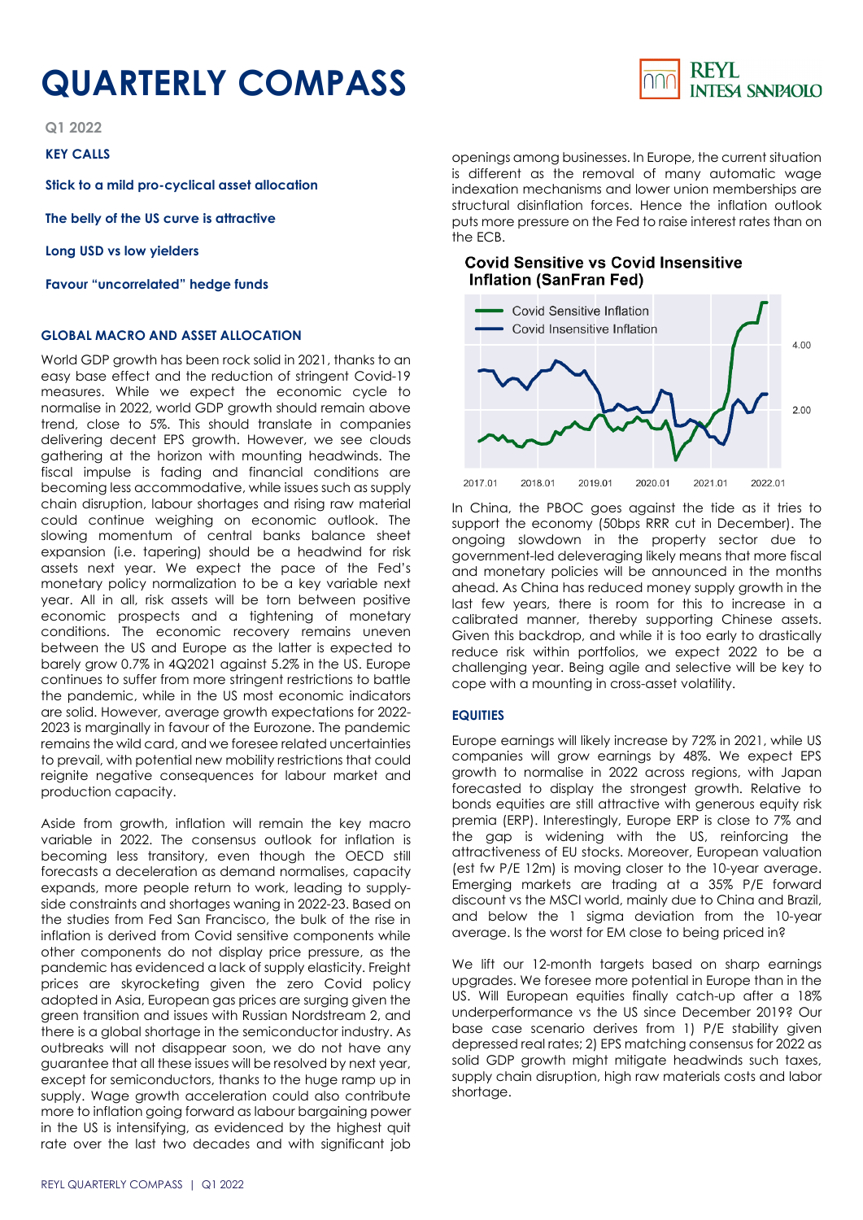# QUARTERLY COMPASS

Q1 2022

**KEY CALLS**

**Stick to a mild pro-cyclical asset allocation**

**The belly of the US curve is attractive**

**Long USD vs low yielders**

**Favour "uncorrelated" hedge funds**

## GLOBAL MACRO AND ASSET ALLOCATION

World GDP growth has been rock solid in 2021, thanks to an easy base effect and the reduction of stringent Covid-19 measures. While we expect the economic cycle to normalise in 2022, world GDP growth should remain above trend, close to 5%. This should translate in companies delivering decent EPS growth. However, we see clouds gathering at the horizon with mounting headwinds. The fiscal impulse is fading and financial conditions are becoming less accommodative, while issues such as supply chain disruption, labour shortages and rising raw material could continue weighing on economic outlook. The slowing momentum of central banks balance sheet expansion (i.e. tapering) should be a headwind for risk assets next year. We expect the pace of the Fed's monetary policy normalization to be a key variable next year. All in all, risk assets will be torn between positive economic prospects and a tightening of monetary conditions. The economic recovery remains uneven between the US and Europe as the latter is expected to barely grow 0.7% in 4Q2021 against 5.2% in the US. Europe continues to suffer from more stringent restrictions to battle the pandemic, while in the US most economic indicators are solid. However, average growth expectations for 2022-2023 is marginally in favour of the Eurozone. The pandemic remains the wild card, and we foresee related uncertainties to prevail, with potential new mobility restrictions that could reignite negative consequences for labour market and production capacity.

Aside from growth, inflation will remain the key macro variable in 2022. The consensus outlook for inflation is becoming less transitory, even though the OECD still forecasts a deceleration as demand normalises, capacity expands, more people return to work, leading to supply-side constraints and shortages waning in 2022-23. Based on the studies from Fed San Francisco, the bulk of the rise in inflation is derived from Covid sensitive components while other components do not display price pressure, as the pandemic has evidenced a lack of supply elasticity. Freight prices are skyrocketing given the zero Covid policy adopted in Asia, European gas prices are surging given the green transition and issues with Russian Nordstream 2, and there is a global shortage in the semiconductor industry. As outbreaks will not disappear soon, we do not have any guarantee that all these issues will be resolved by next year, except for semiconductors, thanks to the huge ramp up in supply. Wage growth acceleration could also contribute more to inflation going forward as labour bargaining power in the US is intensifying, as evidenced by the highest quit rate over the last two decades and with significant job openings among businesses. In Europe, the current situation is different as the removal of many automatic wage indexation mechanisms and lower union memberships are structural disinflation forces. Hence the inflation outlook puts more pressure on the Fed to raise interest rates than on the ECB.

**Covid Sensitive vs Covid Insensitive Inflation (SanFran Fed)**

In China, the PBOC goes against the tide as it tries to support the economy (50bps RRR cut in December). The ongoing slowdown in the property sector due to government-led deleveraging likely means that more fiscal and monetary policies will be announced in the months ahead. As China has reduced money supply growth in the last few years, there is room for this to increase in a calibrated manner, thereby supporting Chinese assets. Given this backdrop, and while it is too early to drastically reduce risk within portfolios, we expect 2022 to be a challenging year. Being agile and selective will be key to cope with a mounting in cross-asset volatility.

## EQUITIES

Europe earnings will likely increase by 72% in 2021, while US companies will grow earnings by 48%. We expect EPS growth to normalise in 2022 across regions, with Japan forecasted to display the strongest growth. Relative to bonds equities are still attractive with generous equity risk premia (ERP). Interestingly, Europe ERP is close to 7% and the gap is widening with the US, reinforcing the attractiveness of EU stocks. Moreover, European valuation (est fw P/E 12m) is moving closer to the 10-year average. Emerging markets are trading at a 35% P/E forward discount vs the MSCI world, mainly due to China and Brazil, and below the 1 sigma deviation from the 10-year average. Is the worst for EM close to being priced in?

We lift our 12-month targets based on sharp earnings upgrades. We foresee more potential in Europe than in the US. Will European equities finally catch-up after a 18% underperformance vs the US since December 2019? Our base case scenario derives from 1) P/E stability given depressed real rates; 2) EPS matching consensus for 2022 as solid GDP growth might mitigate headwinds such taxes, supply chain disruption, high raw materials costs and labor shortage.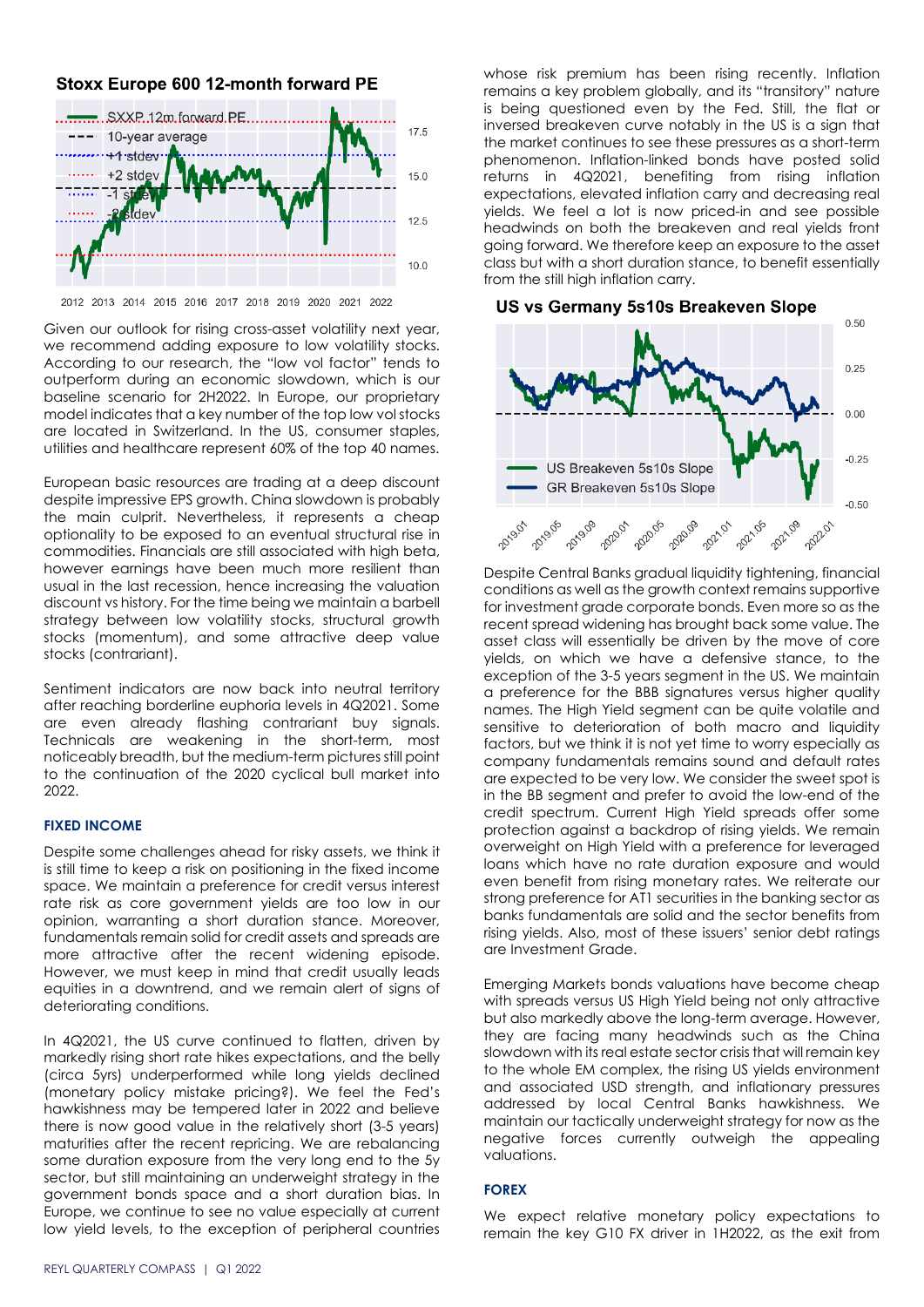**Stoxx Europe 600 12-month forward PE**

Given our outlook for rising cross-asset volatility next year, we recommend adding exposure to low volatility stocks. According to our research, the "low vol factor" tends to outperform during an economic slowdown, which is our baseline scenario for 2H2022. In Europe, our proprietary model indicates that a key number of the top low vol stocks are located in Switzerland. In the US, consumer staples, utilities and healthcare represent 60% of the top 40 names.

European basic resources are trading at a deep discount despite impressive EPS growth. China slowdown is probably the main culprit. Nevertheless, it represents a cheap optionality to be exposed to an eventual structural rise in commodities. Financials are still associated with high beta, however earnings have been much more resilient than usual in the last recession, hence increasing the valuation discount vs history. For the time being we maintain a barbell strategy between low volatility stocks, structural growth stocks (momentum), and some attractive deep value stocks (contrariant).

Sentiment indicators are now back into neutral territory after reaching borderline euphoria levels in 4Q2021. Some are even already flashing contrariant buy signals. Technicals are weakening in the short-term, most noticeably breadth, but the medium-term pictures still point to the continuation of the 2020 cyclical bull market into 2022.

### FIXED INCOME

Despite some challenges ahead for risky assets, we think it is still time to keep a risk on positioning in the fixed income space. We maintain a preference for credit versus interest rate risk as core government yields are too low in our opinion, warranting a short duration stance. Moreover, fundamentals remain solid for credit assets and spreads are more attractive after the recent widening episode. However, we must keep in mind that credit usually leads equities in a downtrend, and we remain alert of signs of deteriorating conditions.

In 4Q2021, the US curve continued to flatten, driven by markedly rising short rate hikes expectations, and the belly (circa 5yrs) underperformed while long yields declined (monetary policy mistake pricing?). We feel the Fed's hawkishness may be tempered later in 2022 and believe there is now good value in the relatively short (3-5 years) maturities after the recent repricing. We are rebalancing some duration exposure from the very long end to the 5y sector, but still maintaining an underweight strategy in the government bonds space and a short duration bias. In Europe, we continue to see no value especially at current low yield levels, to the exception of peripheral countries whose risk premium has been rising recently. Inflation remains a key problem globally, and its "transitory" nature is being questioned even by the Fed. Still, the flat or inversed breakeven curve notably in the US is a sign that the market continues to see these pressures as a short-term phenomenon. Inflation-linked bonds have posted solid returns in 4Q2021, benefiting from rising inflation expectations, elevated inflation carry and decreasing real yields. We feel a lot is now priced-in and see possible headwinds on both the breakeven and real yields front going forward. We therefore keep an exposure to the asset class but with a short duration stance, to benefit essentially from the still high inflation carry.

**US vs Germany 5s10s Breakeven Slope**

Despite Central Banks gradual liquidity tightening, financial conditions as well as the growth context remains supportive for investment grade corporate bonds. Even more so as the recent spread widening has brought back some value. The asset class will essentially be driven by the move of core yields, on which we have a defensive stance, to the exception of the 3-5 years segment in the US. We maintain a preference for the BBB signatures versus higher quality names. The High Yield segment can be quite volatile and sensitive to deterioration of both macro and liquidity factors, but we think it is not yet time to worry especially as company fundamentals remains sound and default rates are expected to be very low. We consider the sweet spot is in the BB segment and prefer to avoid the low-end of the credit spectrum. Current High Yield spreads offer some protection against a backdrop of rising yields. We remain overweight on High Yield with a preference for leveraged loans which have no rate duration exposure and would even benefit from rising monetary rates. We reiterate our strong preference for AT1 securities in the banking sector as banks fundamentals are solid and the sector benefits from rising yields. Also, most of these issuers' senior debt ratings are Investment Grade.

Emerging Markets bonds valuations have become cheap with spreads versus US High Yield being not only attractive but also markedly above the long-term average. However, they are facing many headwinds such as the China slowdown with its real estate sector crisis that will remain key to the whole EM complex, the rising US yields environment and associated USD strength, and inflationary pressures addressed by local Central Banks hawkishness. We maintain our tactically underweight strategy for now as the negative forces currently outweigh the appealing valuations.

### FOREX

We expect relative monetary policy expectations to remain the key G10 FX driver in 1H2022, as the exit from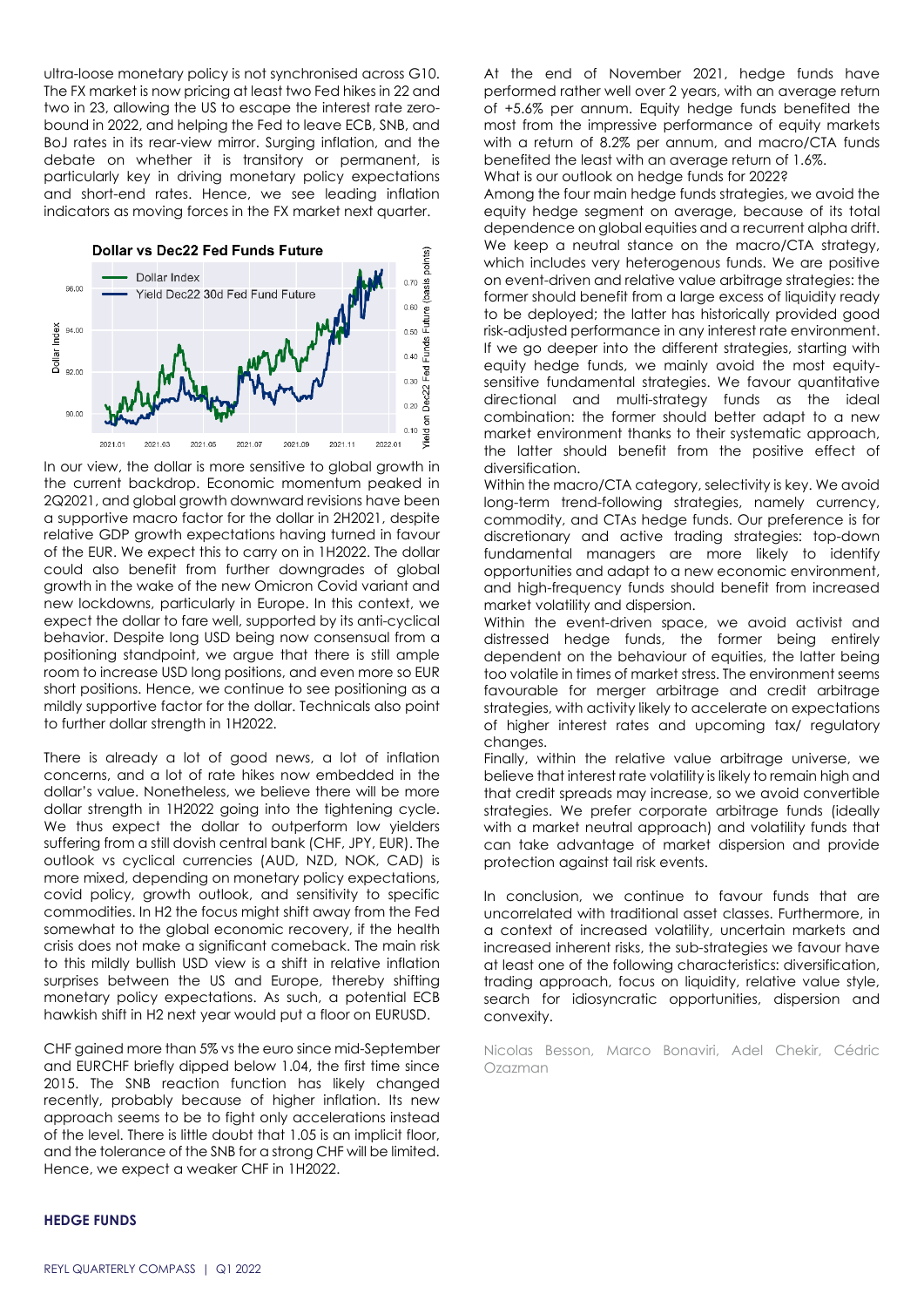ultra-loose monetary policy is not synchronised across G10. The FX market is now pricing at least two Fed hikes in 22 and two in 23, allowing the US to escape the interest rate zero-bound in 2022, and helping the Fed to leave ECB, SNB, and BoJ rates in its rear-view mirror. Surging inflation, and the debate on whether it is transitory or permanent, is particularly key in driving monetary policy expectations and short-end rates. Hence, we see leading inflation indicators as moving forces in the FX market next quarter.

**Dollar vs Dec22 Fed Funds Future**

In our view, the dollar is more sensitive to global growth in the current backdrop. Economic momentum peaked in 2Q2021, and global growth downward revisions have been a supportive macro factor for the dollar in 2H2021, despite relative GDP growth expectations having turned in favour of the EUR. We expect this to carry on in 1H2022. The dollar could also benefit from further downgrades of global growth in the wake of the new Omicron Covid variant and new lockdowns, particularly in Europe. In this context, we expect the dollar to fare well, supported by its anti-cyclical behavior. Despite long USD being now consensual from a positioning standpoint, we argue that there is still ample room to increase USD long positions, and even more so EUR short positions. Hence, we continue to see positioning as a mildly supportive factor for the dollar. Technicals also point to further dollar strength in 1H2022.

There is already a lot of good news, a lot of inflation concerns, and a lot of rate hikes now embedded in the dollar's value. Nonetheless, we believe there will be more dollar strength in 1H2022 going into the tightening cycle. We thus expect the dollar to outperform low yielders suffering from a still dovish central bank (CHF, JPY, EUR). The outlook vs cyclical currencies (AUD, NZD, NOK, CAD) is more mixed, depending on monetary policy expectations, covid policy, growth outlook, and sensitivity to specific commodities. In H2 the focus might shift away from the Fed somewhat to the global economic recovery, if the health crisis does not make a significant comeback. The main risk to this mildly bullish USD view is a shift in relative inflation surprises between the US and Europe, thereby shifting monetary policy expectations. As such, a potential ECB hawkish shift in H2 next year would put a floor on EURUSD.

CHF gained more than 5% vs the euro since mid-September and EURCHF briefly dipped below 1.04, the first time since 2015. The SNB reaction function has likely changed recently, probably because of higher inflation. Its new approach seems to be to fight only accelerations instead of the level. There is little doubt that 1.05 is an implicit floor, and the tolerance of the SNB for a strong CHF will be limited. Hence, we expect a weaker CHF in 1H2022.

## HEDGE FUNDS

At the end of November 2021, hedge funds have performed rather well over 2 years, with an average return of +5.6% per annum. Equity hedge funds benefited the most from the impressive performance of equity markets with a return of 8.2% per annum, and macro/CTA funds benefited the least with an average return of 1.6%.

What is our outlook on hedge funds for 2022?

Among the four main hedge funds strategies, we avoid the equity hedge segment on average, because of its total dependence on global equities and a recurrent alpha drift. We keep a neutral stance on the macro/CTA strategy, which includes very heterogenous funds. We are positive on event-driven and relative value arbitrage strategies: the former should benefit from a large excess of liquidity ready to be deployed; the latter has historically provided good risk-adjusted performance in any interest rate environment. If we go deeper into the different strategies, starting with equity hedge funds, we mainly avoid the most equity-sensitive fundamental strategies. We favour quantitative directional and multi-strategy funds as the ideal combination: the former should better adapt to a new market environment thanks to their systematic approach, the latter should benefit from the positive effect of diversification.

Within the macro/CTA category, selectivity is key. We avoid long-term trend-following strategies, namely currency, commodity, and CTAs hedge funds. Our preference is for discretionary and active trading strategies: top-down fundamental managers are more likely to identify opportunities and adapt to a new economic environment, and high-frequency funds should benefit from increased market volatility and dispersion.

Within the event-driven space, we avoid activist and distressed hedge funds, the former being entirely dependent on the behaviour of equities, the latter being too volatile in times of market stress. The environment seems favourable for merger arbitrage and credit arbitrage strategies, with activity likely to accelerate on expectations of higher interest rates and upcoming tax/ regulatory changes.

Finally, within the relative value arbitrage universe, we believe that interest rate volatility is likely to remain high and that credit spreads may increase, so we avoid convertible strategies. We prefer corporate arbitrage funds (ideally with a market neutral approach) and volatility funds that can take advantage of market dispersion and provide protection against tail risk events.

In conclusion, we continue to favour funds that are uncorrelated with traditional asset classes. Furthermore, in a context of increased volatility, uncertain markets and increased inherent risks, the sub-strategies we favour have at least one of the following characteristics: diversification, trading approach, focus on liquidity, relative value style, search for idiosyncratic opportunities, dispersion and convexity.

Nicolas Besson, Marco Bonaviri, Adel Chekir, Cédric Ozazman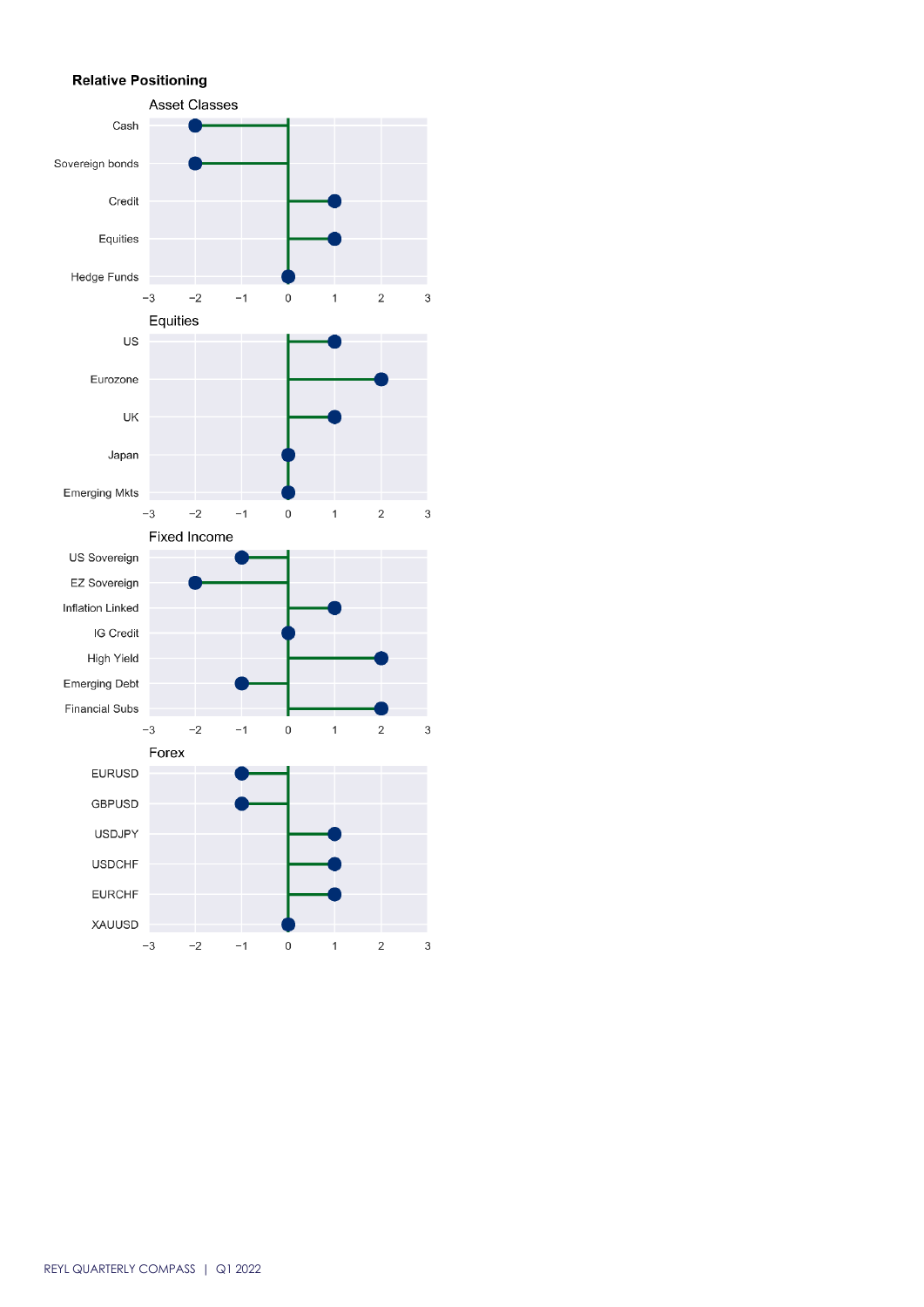## Relative Positioning

### Asset Classes

| Asset Class | Positioning |
|---|---|
| Cash | −2 |
| Sovereign bonds | −2 |
| Credit | 1 |
| Equities | 1 |
| Hedge Funds | 0 |

### Equities

| Region | Positioning |
|---|---|
| US | 1 |
| Eurozone | 2 |
| UK | 1 |
| Japan | 0 |
| Emerging Mkts | 0 |

### Fixed Income

| Segment | Positioning |
|---|---|
| US Sovereign | −1 |
| EZ Sovereign | −2 |
| Inflation Linked | 1 |
| IG Credit | 0 |
| High Yield | 2 |
| Emerging Debt | −1 |
| Financial Subs | 2 |

### Forex

| Pair | Positioning |
|---|---|
| EURUSD | −1 |
| GBPUSD | −1 |
| USDJPY | 1 |
| USDCHF | 1 |
| EURCHF | 1 |
| XAUUSD | 0 |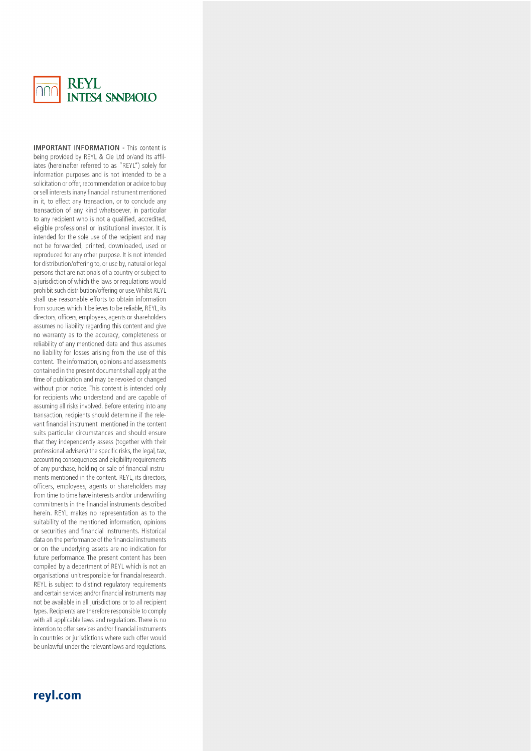REYL
INTESA SANPAOLO

**IMPORTANT INFORMATION -** This content is being provided by REYL & Cie Ltd or/and its affiliates (hereinafter referred to as "REYL") solely for information purposes and is not intended to be a solicitation or offer, recommendation or advice to buy or sell interests inany financial instrument mentioned in it, to effect any transaction, or to conclude any transaction of any kind whatsoever, in particular to any recipient who is not a qualified, accredited, eligible professional or institutional investor. It is intended for the sole use of the recipient and may not be forwarded, printed, downloaded, used or reproduced for any other purpose. It is not intended for distribution/offering to, or use by, natural or legal persons that are nationals of a country or subject to a jurisdiction of which the laws or regulations would prohibit such distribution/offering or use. Whilst REYL shall use reasonable efforts to obtain information from sources which it believes to be reliable, REYL, its directors, officers, employees, agents or shareholders assumes no liability regarding this content and give no warranty as to the accuracy, completeness or reliability of any mentioned data and thus assumes no liability for losses arising from the use of this content. The information, opinions and assessments contained in the present document shall apply at the time of publication and may be revoked or changed without prior notice. This content is intended only for recipients who understand and are capable of assuming all risks involved. Before entering into any transaction, recipients should determine if the relevant financial instrument mentioned in the content suits particular circumstances and should ensure that they independently assess (together with their professional advisers) the specific risks, the legal, tax, accounting consequences and eligibility requirements of any purchase, holding or sale of financial instruments mentioned in the content. REYL, its directors, officers, employees, agents or shareholders may from time to time have interests and/or underwriting commitments in the financial instruments described herein. REYL makes no representation as to the suitability of the mentioned information, opinions or securities and financial instruments. Historical data on the performance of the financial instruments or on the underlying assets are no indication for future performance. The present content has been compiled by a department of REYL which is not an organisational unit responsible for financial research. REYL is subject to distinct regulatory requirements and certain services and/or financial instruments may not be available in all jurisdictions or to all recipient types. Recipients are therefore responsible to comply with all applicable laws and regulations. There is no intention to offer services and/or financial instruments in countries or jurisdictions where such offer would be unlawful under the relevant laws and regulations.

**reyl.com**